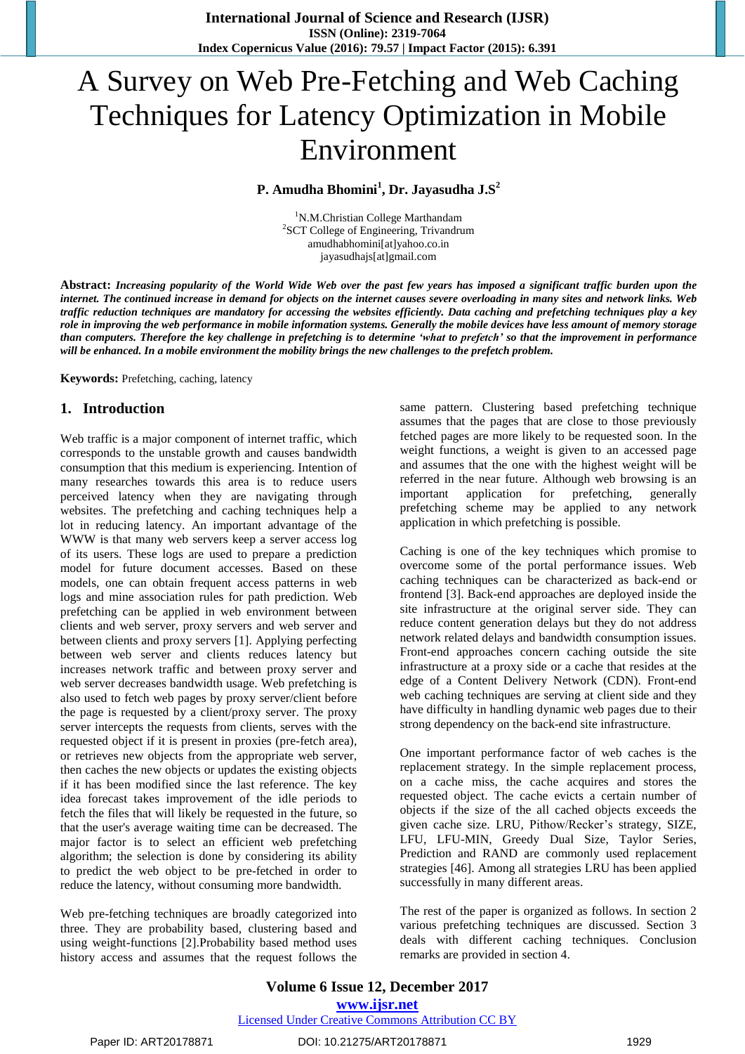# A Survey on Web Pre-Fetching and Web Caching Techniques for Latency Optimization in Mobile Environment

**P. Amudha Bhomini[1], Dr. Jayasudha J.S[2]**

[1]N.M.Christian College Marthandam
[2]SCT College of Engineering, Trivandrum
amudhabhomini[at]yahoo.co.in
jayasudhajs[at]gmail.com

**Abstract:** ***Increasing popularity of the World Wide Web over the past few years has imposed a significant traffic burden upon the internet. The continued increase in demand for objects on the internet causes severe overloading in many sites and network links. Web traffic reduction techniques are mandatory for accessing the websites efficiently. Data caching and prefetching techniques play a key role in improving the web performance in mobile information systems. Generally the mobile devices have less amount of memory storage than computers. Therefore the key challenge in prefetching is to determine 'what to prefetch' so that the improvement in performance will be enhanced. In a mobile environment the mobility brings the new challenges to the prefetch problem.***

**Keywords:** Prefetching, caching, latency

## 1. Introduction

Web traffic is a major component of internet traffic, which corresponds to the unstable growth and causes bandwidth consumption that this medium is experiencing. Intention of many researches towards this area is to reduce users perceived latency when they are navigating through websites. The prefetching and caching techniques help a lot in reducing latency. An important advantage of the WWW is that many web servers keep a server access log of its users. These logs are used to prepare a prediction model for future document accesses. Based on these models, one can obtain frequent access patterns in web logs and mine association rules for path prediction. Web prefetching can be applied in web environment between clients and web server, proxy servers and web server and between clients and proxy servers [1]. Applying perfecting between web server and clients reduces latency but increases network traffic and between proxy server and web server decreases bandwidth usage. Web prefetching is also used to fetch web pages by proxy server/client before the page is requested by a client/proxy server. The proxy server intercepts the requests from clients, serves with the requested object if it is present in proxies (pre-fetch area), or retrieves new objects from the appropriate web server, then caches the new objects or updates the existing objects if it has been modified since the last reference. The key idea forecast takes improvement of the idle periods to fetch the files that will likely be requested in the future, so that the user's average waiting time can be decreased. The major factor is to select an efficient web prefetching algorithm; the selection is done by considering its ability to predict the web object to be pre-fetched in order to reduce the latency, without consuming more bandwidth.

Web pre-fetching techniques are broadly categorized into three. They are probability based, clustering based and using weight-functions [2].Probability based method uses history access and assumes that the request follows the same pattern. Clustering based prefetching technique assumes that the pages that are close to those previously fetched pages are more likely to be requested soon. In the weight functions, a weight is given to an accessed page and assumes that the one with the highest weight will be referred in the near future. Although web browsing is an important application for prefetching, generally prefetching scheme may be applied to any network application in which prefetching is possible.

Caching is one of the key techniques which promise to overcome some of the portal performance issues. Web caching techniques can be characterized as back-end or frontend [3]. Back-end approaches are deployed inside the site infrastructure at the original server side. They can reduce content generation delays but they do not address network related delays and bandwidth consumption issues. Front-end approaches concern caching outside the site infrastructure at a proxy side or a cache that resides at the edge of a Content Delivery Network (CDN). Front-end web caching techniques are serving at client side and they have difficulty in handling dynamic web pages due to their strong dependency on the back-end site infrastructure.

One important performance factor of web caches is the replacement strategy. In the simple replacement process, on a cache miss, the cache acquires and stores the requested object. The cache evicts a certain number of objects if the size of the all cached objects exceeds the given cache size. LRU, Pithow/Recker's strategy, SIZE, LFU, LFU-MIN, Greedy Dual Size, Taylor Series, Prediction and RAND are commonly used replacement strategies [46]. Among all strategies LRU has been applied successfully in many different areas.

The rest of the paper is organized as follows. In section 2 various prefetching techniques are discussed. Section 3 deals with different caching techniques. Conclusion remarks are provided in section 4.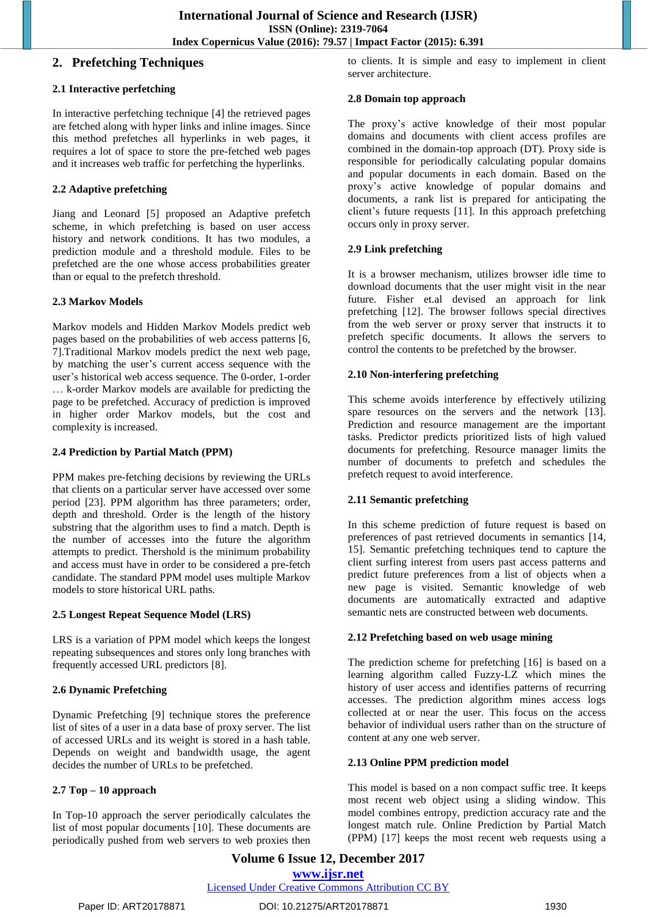## 2. Prefetching Techniques

### 2.1 Interactive perfetching

In interactive perfetching technique [4] the retrieved pages are fetched along with hyper links and inline images. Since this method prefetches all hyperlinks in web pages, it requires a lot of space to store the pre-fetched web pages and it increases web traffic for perfetching the hyperlinks.

### 2.2 Adaptive prefetching

Jiang and Leonard [5] proposed an Adaptive prefetch scheme, in which prefetching is based on user access history and network conditions. It has two modules, a prediction module and a threshold module. Files to be prefetched are the one whose access probabilities greater than or equal to the prefetch threshold.

### 2.3 Markov Models

Markov models and Hidden Markov Models predict web pages based on the probabilities of web access patterns [6, 7].Traditional Markov models predict the next web page, by matching the user's current access sequence with the user's historical web access sequence. The 0-order, 1-order … k-order Markov models are available for predicting the page to be prefetched. Accuracy of prediction is improved in higher order Markov models, but the cost and complexity is increased.

### 2.4 Prediction by Partial Match (PPM)

PPM makes pre-fetching decisions by reviewing the URLs that clients on a particular server have accessed over some period [23]. PPM algorithm has three parameters; order, depth and threshold. Order is the length of the history substring that the algorithm uses to find a match. Depth is the number of accesses into the future the algorithm attempts to predict. Thershold is the minimum probability and access must have in order to be considered a pre-fetch candidate. The standard PPM model uses multiple Markov models to store historical URL paths.

### 2.5 Longest Repeat Sequence Model (LRS)

LRS is a variation of PPM model which keeps the longest repeating subsequences and stores only long branches with frequently accessed URL predictors [8].

### 2.6 Dynamic Prefetching

Dynamic Prefetching [9] technique stores the preference list of sites of a user in a data base of proxy server. The list of accessed URLs and its weight is stored in a hash table. Depends on weight and bandwidth usage, the agent decides the number of URLs to be prefetched.

### 2.7 Top – 10 approach

In Top-10 approach the server periodically calculates the list of most popular documents [10]. These documents are periodically pushed from web servers to web proxies then to clients. It is simple and easy to implement in client server architecture.

### 2.8 Domain top approach

The proxy's active knowledge of their most popular domains and documents with client access profiles are combined in the domain-top approach (DT). Proxy side is responsible for periodically calculating popular domains and popular documents in each domain. Based on the proxy's active knowledge of popular domains and documents, a rank list is prepared for anticipating the client's future requests [11]. In this approach prefetching occurs only in proxy server.

### 2.9 Link prefetching

It is a browser mechanism, utilizes browser idle time to download documents that the user might visit in the near future. Fisher et.al devised an approach for link prefetching [12]. The browser follows special directives from the web server or proxy server that instructs it to prefetch specific documents. It allows the servers to control the contents to be prefetched by the browser.

### 2.10 Non-interfering prefetching

This scheme avoids interference by effectively utilizing spare resources on the servers and the network [13]. Prediction and resource management are the important tasks. Predictor predicts prioritized lists of high valued documents for prefetching. Resource manager limits the number of documents to prefetch and schedules the prefetch request to avoid interference.

### 2.11 Semantic prefetching

In this scheme prediction of future request is based on preferences of past retrieved documents in semantics [14, 15]. Semantic prefetching techniques tend to capture the client surfing interest from users past access patterns and predict future preferences from a list of objects when a new page is visited. Semantic knowledge of web documents are automatically extracted and adaptive semantic nets are constructed between web documents.

### 2.12 Prefetching based on web usage mining

The prediction scheme for prefetching [16] is based on a learning algorithm called Fuzzy-LZ which mines the history of user access and identifies patterns of recurring accesses. The prediction algorithm mines access logs collected at or near the user. This focus on the access behavior of individual users rather than on the structure of content at any one web server.

### 2.13 Online PPM prediction model

This model is based on a non compact suffic tree. It keeps most recent web object using a sliding window. This model combines entropy, prediction accuracy rate and the longest match rule. Online Prediction by Partial Match (PPM) [17] keeps the most recent web requests using a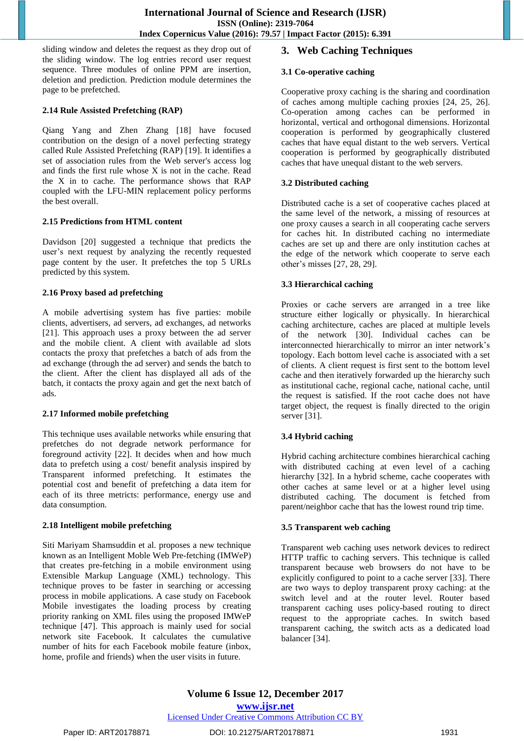sliding window and deletes the request as they drop out of the sliding window. The log entries record user request sequence. Three modules of online PPM are insertion, deletion and prediction. Prediction module determines the page to be prefetched.

### 2.14 Rule Assisted Prefetching (RAP)

Qiang Yang and Zhen Zhang [18] have focused contribution on the design of a novel perfecting strategy called Rule Assisted Prefetching (RAP) [19]. It identifies a set of association rules from the Web server's access log and finds the first rule whose X is not in the cache. Read the X in to cache. The performance shows that RAP coupled with the LFU-MIN replacement policy performs the best overall.

### 2.15 Predictions from HTML content

Davidson [20] suggested a technique that predicts the user's next request by analyzing the recently requested page content by the user. It prefetches the top 5 URLs predicted by this system.

### 2.16 Proxy based ad prefetching

A mobile advertising system has five parties: mobile clients, advertisers, ad servers, ad exchanges, ad networks [21]. This approach uses a proxy between the ad server and the mobile client. A client with available ad slots contacts the proxy that prefetches a batch of ads from the ad exchange (through the ad server) and sends the batch to the client. After the client has displayed all ads of the batch, it contacts the proxy again and get the next batch of ads.

### 2.17 Informed mobile prefetching

This technique uses available networks while ensuring that prefetches do not degrade network performance for foreground activity [22]. It decides when and how much data to prefetch using a cost/ benefit analysis inspired by Transparent informed prefetching. It estimates the potential cost and benefit of prefetching a data item for each of its three metrics: performance, energy use and data consumption.

### 2.18 Intelligent mobile prefetching

Siti Mariyam Shamsuddin et al. proposes a new technique known as an Intelligent Moble Web Pre-fetching (IMWeP) that creates pre-fetching in a mobile environment using Extensible Markup Language (XML) technology. This technique proves to be faster in searching or accessing process in mobile applications. A case study on Facebook Mobile investigates the loading process by creating priority ranking on XML files using the proposed IMWeP technique [47]. This approach is mainly used for social network site Facebook. It calculates the cumulative number of hits for each Facebook mobile feature (inbox, home, profile and friends) when the user visits in future.

## 3. Web Caching Techniques

### 3.1 Co-operative caching

Cooperative proxy caching is the sharing and coordination of caches among multiple caching proxies [24, 25, 26]. Co-operation among caches can be performed in horizontal, vertical and orthogonal dimensions. Horizontal cooperation is performed by geographically clustered caches that have equal distant to the web servers. Vertical cooperation is performed by geographically distributed caches that have unequal distant to the web servers.

### 3.2 Distributed caching

Distributed cache is a set of cooperative caches placed at the same level of the network, a missing of resources at one proxy causes a search in all cooperating cache servers for caches hit. In distributed caching no intermediate caches are set up and there are only institution caches at the edge of the network which cooperate to serve each other's misses [27, 28, 29].

### 3.3 Hierarchical caching

Proxies or cache servers are arranged in a tree like structure either logically or physically. In hierarchical caching architecture, caches are placed at multiple levels of the network [30]. Individual caches can be interconnected hierarchically to mirror an inter network's topology. Each bottom level cache is associated with a set of clients. A client request is first sent to the bottom level cache and then iteratively forwarded up the hierarchy such as institutional cache, regional cache, national cache, until the request is satisfied. If the root cache does not have target object, the request is finally directed to the origin server [31].

### 3.4 Hybrid caching

Hybrid caching architecture combines hierarchical caching with distributed caching at even level of a caching hierarchy [32]. In a hybrid scheme, cache cooperates with other caches at same level or at a higher level using distributed caching. The document is fetched from parent/neighbor cache that has the lowest round trip time.

### 3.5 Transparent web caching

Transparent web caching uses network devices to redirect HTTP traffic to caching servers. This technique is called transparent because web browsers do not have to be explicitly configured to point to a cache server [33]. There are two ways to deploy transparent proxy caching: at the switch level and at the router level. Router based transparent caching uses policy-based routing to direct request to the appropriate caches. In switch based transparent caching, the switch acts as a dedicated load balancer [34].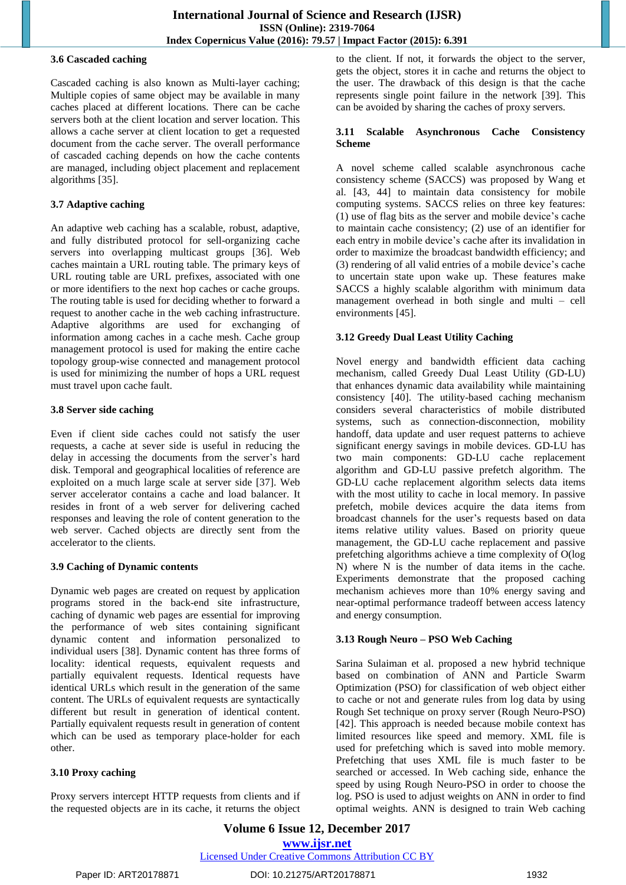### 3.6 Cascaded caching

Cascaded caching is also known as Multi-layer caching; Multiple copies of same object may be available in many caches placed at different locations. There can be cache servers both at the client location and server location. This allows a cache server at client location to get a requested document from the cache server. The overall performance of cascaded caching depends on how the cache contents are managed, including object placement and replacement algorithms [35].

### 3.7 Adaptive caching

An adaptive web caching has a scalable, robust, adaptive, and fully distributed protocol for sell-organizing cache servers into overlapping multicast groups [36]. Web caches maintain a URL routing table. The primary keys of URL routing table are URL prefixes, associated with one or more identifiers to the next hop caches or cache groups. The routing table is used for deciding whether to forward a request to another cache in the web caching infrastructure. Adaptive algorithms are used for exchanging of information among caches in a cache mesh. Cache group management protocol is used for making the entire cache topology group-wise connected and management protocol is used for minimizing the number of hops a URL request must travel upon cache fault.

### 3.8 Server side caching

Even if client side caches could not satisfy the user requests, a cache at sever side is useful in reducing the delay in accessing the documents from the server's hard disk. Temporal and geographical localities of reference are exploited on a much large scale at server side [37]. Web server accelerator contains a cache and load balancer. It resides in front of a web server for delivering cached responses and leaving the role of content generation to the web server. Cached objects are directly sent from the accelerator to the clients.

### 3.9 Caching of Dynamic contents

Dynamic web pages are created on request by application programs stored in the back-end site infrastructure, caching of dynamic web pages are essential for improving the performance of web sites containing significant dynamic content and information personalized to individual users [38]. Dynamic content has three forms of locality: identical requests, equivalent requests and partially equivalent requests. Identical requests have identical URLs which result in the generation of the same content. The URLs of equivalent requests are syntactically different but result in generation of identical content. Partially equivalent requests result in generation of content which can be used as temporary place-holder for each other.

### 3.10 Proxy caching

Proxy servers intercept HTTP requests from clients and if the requested objects are in its cache, it returns the object to the client. If not, it forwards the object to the server, gets the object, stores it in cache and returns the object to the user. The drawback of this design is that the cache represents single point failure in the network [39]. This can be avoided by sharing the caches of proxy servers.

### 3.11 Scalable Asynchronous Cache Consistency Scheme

A novel scheme called scalable asynchronous cache consistency scheme (SACCS) was proposed by Wang et al. [43, 44] to maintain data consistency for mobile computing systems. SACCS relies on three key features: (1) use of flag bits as the server and mobile device's cache to maintain cache consistency; (2) use of an identifier for each entry in mobile device's cache after its invalidation in order to maximize the broadcast bandwidth efficiency; and (3) rendering of all valid entries of a mobile device's cache to uncertain state upon wake up. These features make SACCS a highly scalable algorithm with minimum data management overhead in both single and multi – cell environments [45].

### 3.12 Greedy Dual Least Utility Caching

Novel energy and bandwidth efficient data caching mechanism, called Greedy Dual Least Utility (GD-LU) that enhances dynamic data availability while maintaining consistency [40]. The utility-based caching mechanism considers several characteristics of mobile distributed systems, such as connection-disconnection, mobility handoff, data update and user request patterns to achieve significant energy savings in mobile devices. GD-LU has two main components: GD-LU cache replacement algorithm and GD-LU passive prefetch algorithm. The GD-LU cache replacement algorithm selects data items with the most utility to cache in local memory. In passive prefetch, mobile devices acquire the data items from broadcast channels for the user's requests based on data items relative utility values. Based on priority queue management, the GD-LU cache replacement and passive prefetching algorithms achieve a time complexity of O(log N) where N is the number of data items in the cache. Experiments demonstrate that the proposed caching mechanism achieves more than 10% energy saving and near-optimal performance tradeoff between access latency and energy consumption.

### 3.13 Rough Neuro – PSO Web Caching

Sarina Sulaiman et al. proposed a new hybrid technique based on combination of ANN and Particle Swarm Optimization (PSO) for classification of web object either to cache or not and generate rules from log data by using Rough Set technique on proxy server (Rough Neuro-PSO) [42]. This approach is needed because mobile context has limited resources like speed and memory. XML file is used for prefetching which is saved into moble memory. Prefetching that uses XML file is much faster to be searched or accessed. In Web caching side, enhance the speed by using Rough Neuro-PSO in order to choose the log. PSO is used to adjust weights on ANN in order to find optimal weights. ANN is designed to train Web caching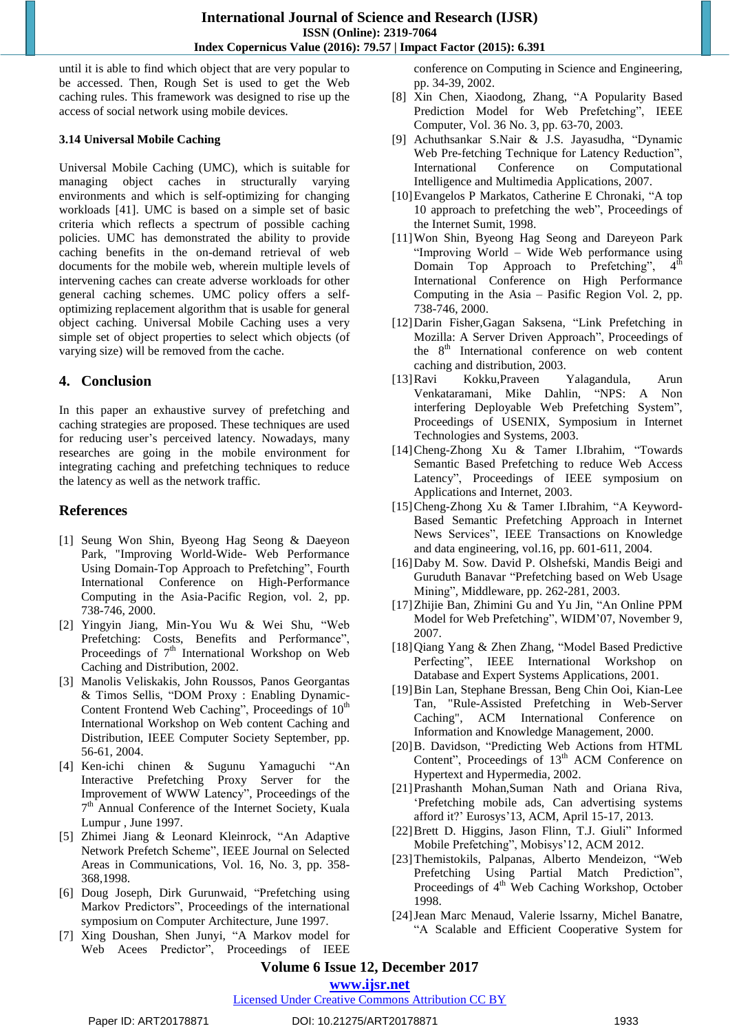until it is able to find which object that are very popular to be accessed. Then, Rough Set is used to get the Web caching rules. This framework was designed to rise up the access of social network using mobile devices.

### 3.14 Universal Mobile Caching

Universal Mobile Caching (UMC), which is suitable for managing object caches in structurally varying environments and which is self-optimizing for changing workloads [41]. UMC is based on a simple set of basic criteria which reflects a spectrum of possible caching policies. UMC has demonstrated the ability to provide caching benefits in the on-demand retrieval of web documents for the mobile web, wherein multiple levels of intervening caches can create adverse workloads for other general caching schemes. UMC policy offers a self-optimizing replacement algorithm that is usable for general object caching. Universal Mobile Caching uses a very simple set of object properties to select which objects (of varying size) will be removed from the cache.

## 4. Conclusion

In this paper an exhaustive survey of prefetching and caching strategies are proposed. These techniques are used for reducing user's perceived latency. Nowadays, many researches are going in the mobile environment for integrating caching and prefetching techniques to reduce the latency as well as the network traffic.

## References

[1] Seung Won Shin, Byeong Hag Seong & Daeyeon Park, "Improving World-Wide- Web Performance Using Domain-Top Approach to Prefetching", Fourth International Conference on High-Performance Computing in the Asia-Pacific Region, vol. 2, pp. 738-746, 2000.

[2] Yingyin Jiang, Min-You Wu & Wei Shu, "Web Prefetching: Costs, Benefits and Performance", Proceedings of 7th International Workshop on Web Caching and Distribution, 2002.

[3] Manolis Veliskakis, John Roussos, Panos Georgantas & Timos Sellis, "DOM Proxy : Enabling Dynamic-Content Frontend Web Caching", Proceedings of 10th International Workshop on Web content Caching and Distribution, IEEE Computer Society September, pp. 56-61, 2004.

[4] Ken-ichi chinen & Sugunu Yamaguchi "An Interactive Prefetching Proxy Server for the Improvement of WWW Latency", Proceedings of the 7th Annual Conference of the Internet Society, Kuala Lumpur , June 1997.

[5] Zhimei Jiang & Leonard Kleinrock, "An Adaptive Network Prefetch Scheme", IEEE Journal on Selected Areas in Communications, Vol. 16, No. 3, pp. 358-368,1998.

[6] Doug Joseph, Dirk Gurunwaid, "Prefetching using Markov Predictors", Proceedings of the international symposium on Computer Architecture, June 1997.

[7] Xing Doushan, Shen Junyi, "A Markov model for Web Acees Predictor", Proceedings of IEEE conference on Computing in Science and Engineering, pp. 34-39, 2002.

[8] Xin Chen, Xiaodong, Zhang, "A Popularity Based Prediction Model for Web Prefetching", IEEE Computer, Vol. 36 No. 3, pp. 63-70, 2003.

[9] Achuthsankar S.Nair & J.S. Jayasudha, "Dynamic Web Pre-fetching Technique for Latency Reduction", International Conference on Computational Intelligence and Multimedia Applications, 2007.

[10] Evangelos P Markatos, Catherine E Chronaki, "A top 10 approach to prefetching the web", Proceedings of the Internet Sumit, 1998.

[11] Won Shin, Byeong Hag Seong and Dareyeon Park "Improving World – Wide Web performance using Domain Top Approach to Prefetching", 4th International Conference on High Performance Computing in the Asia – Pasific Region Vol. 2, pp. 738-746, 2000.

[12] Darin Fisher,Gagan Saksena, "Link Prefetching in Mozilla: A Server Driven Approach", Proceedings of the 8th International conference on web content caching and distribution, 2003.

[13] Ravi Kokku,Praveen Yalagandula, Arun Venkataramani, Mike Dahlin, "NPS: A Non interfering Deployable Web Prefetching System", Proceedings of USENIX, Symposium in Internet Technologies and Systems, 2003.

[14] Cheng-Zhong Xu & Tamer I.Ibrahim, "Towards Semantic Based Prefetching to reduce Web Access Latency", Proceedings of IEEE symposium on Applications and Internet, 2003.

[15] Cheng-Zhong Xu & Tamer I.Ibrahim, "A Keyword-Based Semantic Prefetching Approach in Internet News Services", IEEE Transactions on Knowledge and data engineering, vol.16, pp. 601-611, 2004.

[16] Daby M. Sow. David P. Olshefski, Mandis Beigi and Guruduth Banavar "Prefetching based on Web Usage Mining", Middleware, pp. 262-281, 2003.

[17] Zhijie Ban, Zhimini Gu and Yu Jin, "An Online PPM Model for Web Prefetching", WIDM'07, November 9, 2007.

[18] Qiang Yang & Zhen Zhang, "Model Based Predictive Perfecting", IEEE International Workshop on Database and Expert Systems Applications, 2001.

[19] Bin Lan, Stephane Bressan, Beng Chin Ooi, Kian-Lee Tan, "Rule-Assisted Prefetching in Web-Server Caching", ACM International Conference on Information and Knowledge Management, 2000.

[20] B. Davidson, "Predicting Web Actions from HTML Content", Proceedings of 13th ACM Conference on Hypertext and Hypermedia, 2002.

[21] Prashanth Mohan,Suman Nath and Oriana Riva, 'Prefetching mobile ads, Can advertising systems afford it?' Eurosys'13, ACM, April 15-17, 2013.

[22] Brett D. Higgins, Jason Flinn, T.J. Giuli" Informed Mobile Prefetching", Mobisys'12, ACM 2012.

[23] Themistokils, Palpanas, Alberto Mendeizon, "Web Prefetching Using Partial Match Prediction", Proceedings of 4th Web Caching Workshop, October 1998.

[24] Jean Marc Menaud, Valerie lssarny, Michel Banatre, "A Scalable and Efficient Cooperative System for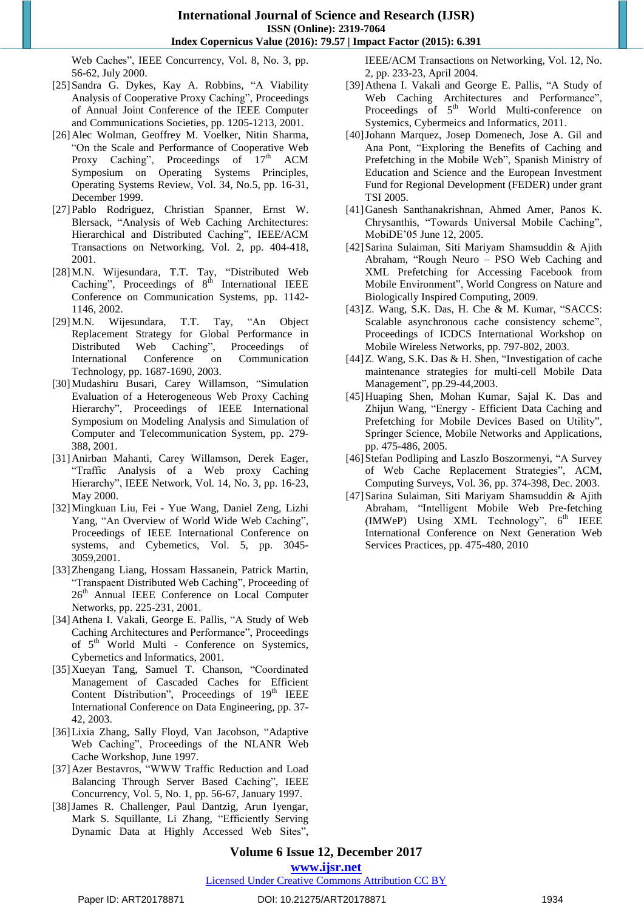Web Caches", IEEE Concurrency, Vol. 8, No. 3, pp. 56-62, July 2000.

[25] Sandra G. Dykes, Kay A. Robbins, "A Viability Analysis of Cooperative Proxy Caching", Proceedings of Annual Joint Conference of the IEEE Computer and Communications Societies, pp. 1205-1213, 2001.

[26] Alec Wolman, Geoffrey M. Voelker, Nitin Sharma, "On the Scale and Performance of Cooperative Web Proxy Caching", Proceedings of 17th ACM Symposium on Operating Systems Principles, Operating Systems Review, Vol. 34, No.5, pp. 16-31, December 1999.

[27] Pablo Rodriguez, Christian Spanner, Ernst W. Blersack, "Analysis of Web Caching Architectures: Hierarchical and Distributed Caching", IEEE/ACM Transactions on Networking, Vol. 2, pp. 404-418, 2001.

[28] M.N. Wijesundara, T.T. Tay, "Distributed Web Caching", Proceedings of 8th International IEEE Conference on Communication Systems, pp. 1142-1146, 2002.

[29] M.N. Wijesundara, T.T. Tay, "An Object Replacement Strategy for Global Performance in Distributed Web Caching", Proceedings of International Conference on Communication Technology, pp. 1687-1690, 2003.

[30] Mudashiru Busari, Carey Willamson, "Simulation Evaluation of a Heterogeneous Web Proxy Caching Hierarchy", Proceedings of IEEE International Symposium on Modeling Analysis and Simulation of Computer and Telecommunication System, pp. 279-388, 2001.

[31] Anirban Mahanti, Carey Willamson, Derek Eager, "Traffic Analysis of a Web proxy Caching Hierarchy", IEEE Network, Vol. 14, No. 3, pp. 16-23, May 2000.

[32] Mingkuan Liu, Fei - Yue Wang, Daniel Zeng, Lizhi Yang, "An Overview of World Wide Web Caching", Proceedings of IEEE International Conference on systems, and Cybemetics, Vol. 5, pp. 3045-3059,2001.

[33] Zhengang Liang, Hossam Hassanein, Patrick Martin, "Transpaent Distributed Web Caching", Proceeding of 26th Annual IEEE Conference on Local Computer Networks, pp. 225-231, 2001.

[34] Athena I. Vakali, George E. Pallis, "A Study of Web Caching Architectures and Performance", Proceedings of 5th World Multi - Conference on Systemics, Cybernetics and Informatics, 2001.

[35] Xueyan Tang, Samuel T. Chanson, "Coordinated Management of Cascaded Caches for Efficient Content Distribution", Proceedings of 19th IEEE International Conference on Data Engineering, pp. 37-42, 2003.

[36] Lixia Zhang, Sally Floyd, Van Jacobson, "Adaptive Web Caching", Proceedings of the NLANR Web Cache Workshop, June 1997.

[37] Azer Bestavros, "WWW Traffic Reduction and Load Balancing Through Server Based Caching", IEEE Concurrency, Vol. 5, No. 1, pp. 56-67, January 1997.

[38] James R. Challenger, Paul Dantzig, Arun Iyengar, Mark S. Squillante, Li Zhang, "Efficiently Serving Dynamic Data at Highly Accessed Web Sites", IEEE/ACM Transactions on Networking, Vol. 12, No. 2, pp. 233-23, April 2004.

[39] Athena I. Vakali and George E. Pallis, "A Study of Web Caching Architectures and Performance", Proceedings of 5th World Multi-conference on Systemics, Cybernetics and Informatics, 2011.

[40] Johann Marquez, Josep Domenech, Jose A. Gil and Ana Pont, "Exploring the Benefits of Caching and Prefetching in the Mobile Web", Spanish Ministry of Education and Science and the European Investment Fund for Regional Development (FEDER) under grant TSI 2005.

[41] Ganesh Santhanakrishnan, Ahmed Amer, Panos K. Chrysanthis, "Towards Universal Mobile Caching", MobiDE'05 June 12, 2005.

[42] Sarina Sulaiman, Siti Mariyam Shamsuddin & Ajith Abraham, "Rough Neuro – PSO Web Caching and XML Prefetching for Accessing Facebook from Mobile Environment", World Congress on Nature and Biologically Inspired Computing, 2009.

[43] Z. Wang, S.K. Das, H. Che & M. Kumar, "SACCS: Scalable asynchronous cache consistency scheme", Proceedings of ICDCS International Workshop on Mobile Wireless Networks, pp. 797-802, 2003.

[44] Z. Wang, S.K. Das & H. Shen, "Investigation of cache maintenance strategies for multi-cell Mobile Data Management", pp.29-44,2003.

[45] Huaping Shen, Mohan Kumar, Sajal K. Das and Zhijun Wang, "Energy - Efficient Data Caching and Prefetching for Mobile Devices Based on Utility", Springer Science, Mobile Networks and Applications, pp. 475-486, 2005.

[46] Stefan Podliping and Laszlo Boszormenyi, "A Survey of Web Cache Replacement Strategies", ACM, Computing Surveys, Vol. 36, pp. 374-398, Dec. 2003.

[47] Sarina Sulaiman, Siti Mariyam Shamsuddin & Ajith Abraham, "Intelligent Mobile Web Pre-fetching (IMWeP) Using XML Technology", 6th IEEE International Conference on Next Generation Web Services Practices, pp. 475-480, 2010